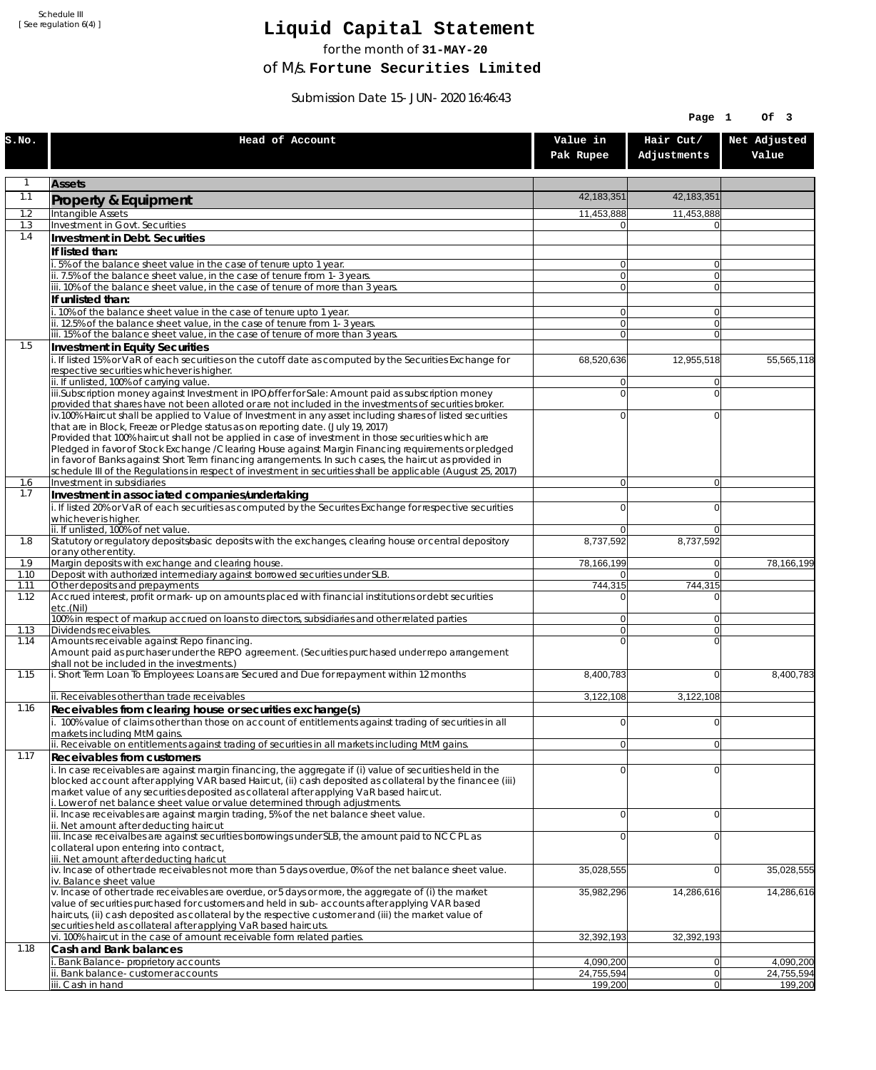Schedule III
[ See regulation 6(4) ]

# Liquid Capital Statement

for the month of **31-MAY-20**

of M/s. **Fortune Securities Limited**

Submission Date 15-JUN-2020 16:46:43

| S.No. | Head of Account | Value in Pak Rupee | Hair Cut/ Adjustments | Net Adjusted Value |
|---|---|---|---|---|
| 1 | **Assets** | | | |
| 1.1 | **Property & Equipment** | 42,183,351 | 42,183,351 | |
| 1.2 | Intangible Assets | 11,453,888 | 11,453,888 | |
| 1.3 | Investment in Govt. Securities | 0 | 0 | |
| 1.4 | **Investment in Debt. Securities** | | | |
| | **If listed than:** | | | |
| | i. 5% of the balance sheet value in the case of tenure upto 1 year. | 0 | 0 | |
| | ii. 7.5% of the balance sheet value, in the case of tenure from 1-3 years. | 0 | 0 | |
| | iii. 10% of the balance sheet value, in the case of tenure of more than 3 years. | 0 | 0 | |
| | **If unlisted than:** | | | |
| | i. 10% of the balance sheet value in the case of tenure upto 1 year. | 0 | 0 | |
| | ii. 12.5% of the balance sheet value, in the case of tenure from 1-3 years. | 0 | 0 | |
| | iii. 15% of the balance sheet value, in the case of tenure of more than 3 years. | 0 | 0 | |
| 1.5 | **Investment in Equity Securities** | | | |
| | i. If listed 15% or VaR of each securities on the cutoff date as computed by the Securities Exchange for respective securities whichever is higher. | 68,520,636 | 12,955,518 | 55,565,118 |
| | ii. If unlisted, 100% of carrying value. | 0 | 0 | |
| | iii.Subscription money against Investment in IPO/offer for Sale: Amount paid as subscription money provided that shares have not been alloted or are not included in the investments of securities broker. | 0 | 0 | |
| | iv.100% Haircut shall be applied to Value of Investment in any asset including shares of listed securities that are in Block, Freeze or Pledge status as on reporting date. (July 19, 2017) Provided that 100% haircut shall not be applied in case of investment in those securities which are Pledged in favor of Stock Exchange / Clearing House against Margin Financing requirements or pledged in favor of Banks against Short Term financing arrangements. In such cases, the haircut as provided in schedule III of the Regulations in respect of investment in securities shall be applicable (August 25, 2017) | 0 | 0 | |
| 1.6 | Investment in subsidiaries | 0 | 0 | |
| 1.7 | **Investment in associated companies/undertaking** | | | |
| | i. If listed 20% or VaR of each securities as computed by the Securites Exchange for respective securities whichever is higher. | 0 | 0 | |
| | ii. If unlisted, 100% of net value. | 0 | 0 | |
| 1.8 | Statutory or regulatory deposits/basic deposits with the exchanges, clearing house or central depository or any other entity. | 8,737,592 | 8,737,592 | |
| 1.9 | Margin deposits with exchange and clearing house. | 78,166,199 | 0 | 78,166,199 |
| 1.10 | Deposit with authorized intermediary against borrowed securities under SLB. | 0 | 0 | |
| 1.11 | Other deposits and prepayments | 744,315 | 744,315 | |
| 1.12 | Accrued interest, profit or mark-up on amounts placed with financial institutions or debt securities etc.(Nil) | 0 | 0 | |
| | 100% in respect of markup accrued on loans to directors, subsidiaries and other related parties | 0 | 0 | |
| 1.13 | Dividends receivables. | 0 | 0 | |
| 1.14 | Amounts receivable against Repo financing. Amount paid as purchaser under the REPO agreement. (Securities purchased under repo arrangement shall not be included in the investments.) | 0 | 0 | |
| 1.15 | i. Short Term Loan To Employees: Loans are Secured and Due for repayment within 12 months | 8,400,783 | 0 | 8,400,783 |
| | ii. Receivables other than trade receivables | 3,122,108 | 3,122,108 | |
| 1.16 | **Receivables from clearing house or securities exchange(s)** | | | |
| | i. 100% value of claims other than those on account of entitlements against trading of securities in all markets including MtM gains. | 0 | 0 | |
| | ii. Receivable on entitlements against trading of securities in all markets including MtM gains. | 0 | 0 | |
| 1.17 | **Receivables from customers** | | | |
| | i. In case receivables are against margin financing, the aggregate if (i) value of securities held in the blocked account after applying VAR based Haircut, (ii) cash deposited as collateral by the financee (iii) market value of any securities deposited as collateral after applying VaR based haircut. i. Lower of net balance sheet value or value determined through adjustments. | 0 | 0 | |
| | ii. Incase receivables are against margin trading, 5% of the net balance sheet value. ii. Net amount after deducting haircut | 0 | 0 | |
| | iii. Incase receivalbes are against securities borrowings under SLB, the amount paid to NCCPL as collateral upon entering into contract, iii. Net amount after deducting haricut | 0 | 0 | |
| | iv. Incase of other trade receivables not more than 5 days overdue, 0% of the net balance sheet value. iv. Balance sheet value | 35,028,555 | 0 | 35,028,555 |
| | v. Incase of other trade receivables are overdue, or 5 days or more, the aggregate of (i) the market value of securities purchased for customers and held in sub-accounts after applying VAR based haircuts, (ii) cash deposited as collateral by the respective customer and (iii) the market value of securities held as collateral after applying VaR based haircuts. | 35,982,296 | 14,286,616 | 14,286,616 |
| | vi. 100% haircut in the case of amount receivable form related parties. | 32,392,193 | 32,392,193 | |
| 1.18 | **Cash and Bank balances** | | | |
| | i. Bank Balance-proprietory accounts | 4,090,200 | 0 | 4,090,200 |
| | ii. Bank balance-customer accounts | 24,755,594 | 0 | 24,755,594 |
| | iii. Cash in hand | 199,200 | 0 | 199,200 |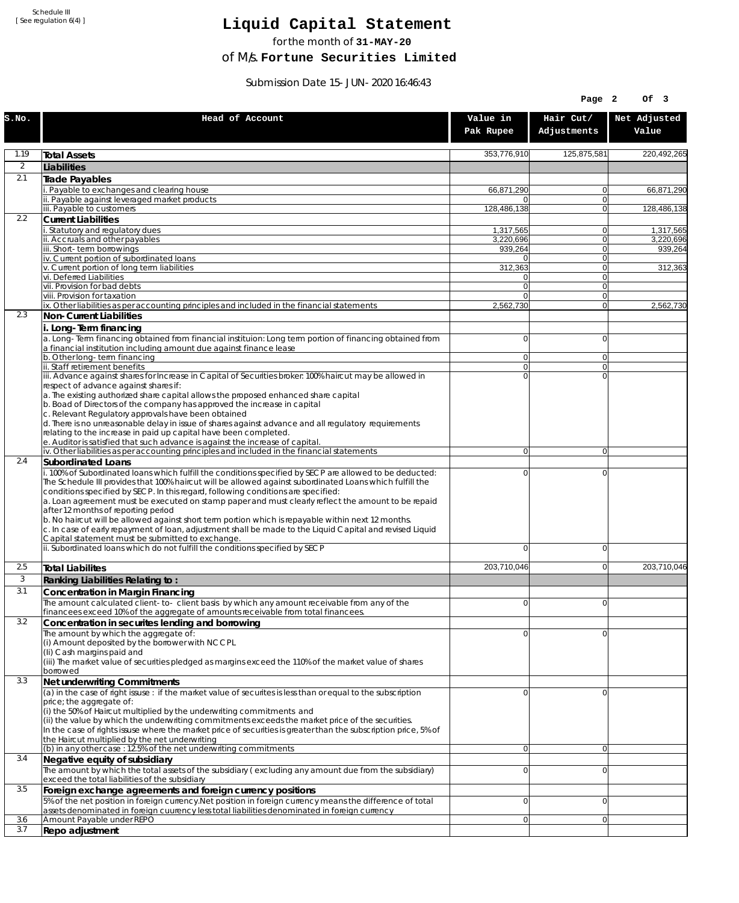Schedule III
[ See regulation 6(4) ]

# Liquid Capital Statement

for the month of **31-MAY-20**

of M/s. **Fortune Securities Limited**

Submission Date 15-JUN-2020 16:46:43

| S.No. | Head of Account | Value in Pak Rupee | Hair Cut/ Adjustments | Net Adjusted Value |
|---|---|---|---|---|
| 1.19 | **Total Assets** | 353,776,910 | 125,875,581 | 220,492,265 |
| 2 | **Liabilities** | | | |
| 2.1 | **Trade Payables** | | | |
| | i. Payable to exchanges and clearing house | 66,871,290 | 0 | 66,871,290 |
| | ii. Payable against leveraged market products | 0 | 0 | |
| | iii. Payable to customers | 128,486,138 | 0 | 128,486,138 |
| 2.2 | **Current Liabilities** | | | |
| | i. Statutory and regulatory dues | 1,317,565 | 0 | 1,317,565 |
| | ii. Accruals and other payables | 3,220,696 | 0 | 3,220,696 |
| | iii. Short-term borrowings | 939,264 | 0 | 939,264 |
| | iv. Current portion of subordinated loans | 0 | 0 | |
| | v. Current portion of long term liabilities | 312,363 | 0 | 312,363 |
| | vi. Deferred Liabilities | 0 | 0 | |
| | vii. Provision for bad debts | 0 | 0 | |
| | viii. Provision for taxation | 0 | 0 | |
| | ix. Other liabilities as per accounting principles and included in the financial statements | 2,562,730 | 0 | 2,562,730 |
| 2.3 | **Non-Current Liabilities** | | | |
| | **i. Long-Term financing** | | | |
| | a. Long-Term financing obtained from financial instituion: Long term portion of financing obtained from a financial institution including amount due against finance lease | 0 | 0 | |
| | b. Other long-term financing | 0 | 0 | |
| | ii. Staff retirement benefits | 0 | 0 | |
| | iii. Advance against shares for Increase in Capital of Securities broker: 100% haircut may be allowed in respect of advance against shares if:<br>a. The existing authorized share capital allows the proposed enhanced share capital<br>b. Boad of Directors of the company has approved the increase in capital<br>c. Relevant Regulatory approvals have been obtained<br>d. There is no unreasonable delay in issue of shares against advance and all regulatory requirements relating to the increase in paid up capital have been completed.<br>e. Auditor is satisfied that such advance is against the increase of capital. | 0 | 0 | |
| | iv. Other liabilities as per accounting principles and included in the financial statements | 0 | 0 | |
| 2.4 | **Subordinated Loans** | | | |
| | i. 100% of Subordinated loans which fulfill the conditions specified by SECP are allowed to be deducted:<br>The Schedule III provides that 100% haircut will be allowed against subordinated Loans which fulfill the conditions specified by SECP. In this regard, following conditions are specified:<br>a. Loan agreement must be executed on stamp paper and must clearly reflect the amount to be repaid after 12 months of reporting period<br>b. No haircut will be allowed against short term portion which is repayable within next 12 months.<br>c. In case of early repayment of loan, adjustment shall be made to the Liquid Capital and revised Liquid Capital statement must be submitted to exchange. | 0 | 0 | |
| | ii. Subordinated loans which do not fulfill the conditions specified by SECP | 0 | 0 | |
| 2.5 | **Total Liabilites** | 203,710,046 | 0 | 203,710,046 |
| 3 | **Ranking Liabilities Relating to :** | | | |
| 3.1 | **Concentration in Margin Financing** | | | |
| | The amount calculated client-to- client basis by which any amount receivable from any of the financees exceed 10% of the aggregate of amounts receivable from total financees. | 0 | 0 | |
| 3.2 | **Concentration in securites lending and borrowing** | | | |
| | The amount by which the aggregate of:<br>(i) Amount deposited by the borrower with NCCPL<br>(Ii) Cash margins paid and<br>(iii) The market value of securities pledged as margins exceed the 110% of the market value of shares borrowed | 0 | 0 | |
| 3.3 | **Net underwriting Commitments** | | | |
| | (a) in the case of right issuse : if the market value of securites is less than or equal to the subscription price; the aggregate of:<br>(i) the 50% of Haircut multiplied by the underwriting commitments and<br>(ii) the value by which the underwriting commitments exceeds the market price of the securities.<br>In the case of rights issuse where the market price of securities is greater than the subscription price, 5% of the Haircut multiplied by the net underwriting | 0 | 0 | |
| | (b) in any other case : 12.5% of the net underwriting commitments | 0 | 0 | |
| 3.4 | **Negative equity of subsidiary** | | | |
| | The amount by which the total assets of the subsidiary ( excluding any amount due from the subsidiary) exceed the total liabilities of the subsidiary | 0 | 0 | |
| 3.5 | **Foreign exchange agreements and foreign currency positions** | | | |
| | 5% of the net position in foreign currency.Net position in foreign currency means the difference of total assets denominated in foreign cuurency less total liabilities denominated in foreign currency | 0 | 0 | |
| 3.6 | Amount Payable under REPO | 0 | 0 | |
| 3.7 | **Repo adjustment** | | | |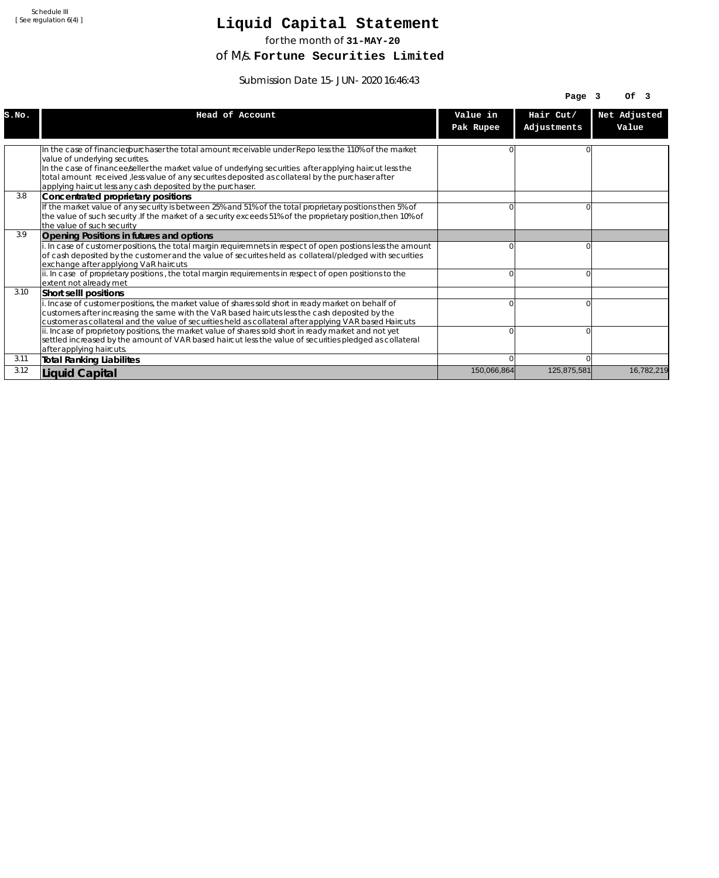Schedule III
[ See regulation 6(4) ]

# Liquid Capital Statement

for the month of **31-MAY-20**

of M/s. **Fortune Securities Limited**

Submission Date 15-JUN-2020 16:46:43

| S.No. | Head of Account | Value in Pak Rupee | Hair Cut/ Adjustments | Net Adjusted Value |
|---|---|---|---|---|
| | In the case of financier/purchaser the total amount receivable under Repo less the 110% of the market value of underlying securities.<br>In the case of financee/seller the market value of underlying securities after applying haircut less the total amount received ,less value of any securites deposited as collateral by the purchaser after applying haircut less any cash deposited by the purchaser. | 0 | 0 | |
| 3.8 | **Concentrated proprietary positions** | | | |
| | If the market value of any security is between 25% and 51% of the total proprietary positions then 5% of the value of such security .If the market of a security exceeds 51% of the proprietary position,then 10% of the value of such security | 0 | 0 | |
| 3.9 | **Opening Positions in futures and options** | | | |
| | i. In case of customer positions, the total margin requiremnets in respect of open postions less the amount of cash deposited by the customer and the value of securites held as collateral/pledged with securities exchange after applyiong VaR haircuts | 0 | 0 | |
| | ii. In case of proprietary positions , the total margin requirements in respect of open positions to the extent not already met | 0 | 0 | |
| 3.10 | **Short selll positions** | | | |
| | i. Incase of customer positions, the market value of shares sold short in ready market on behalf of customers after increasing the same with the VaR based haircuts less the cash deposited by the customer as collateral and the value of securities held as collateral after applying VAR based Haircuts | 0 | 0 | |
| | ii. Incase of proprietory positions, the market value of shares sold short in ready market and not yet settled increased by the amount of VAR based haircut less the value of securities pledged as collateral after applying haircuts. | 0 | 0 | |
| 3.11 | **Total Ranking Liabilites** | 0 | 0 | |
| 3.12 | **Liquid Capital** | 150,066,864 | 125,875,581 | 16,782,219 |